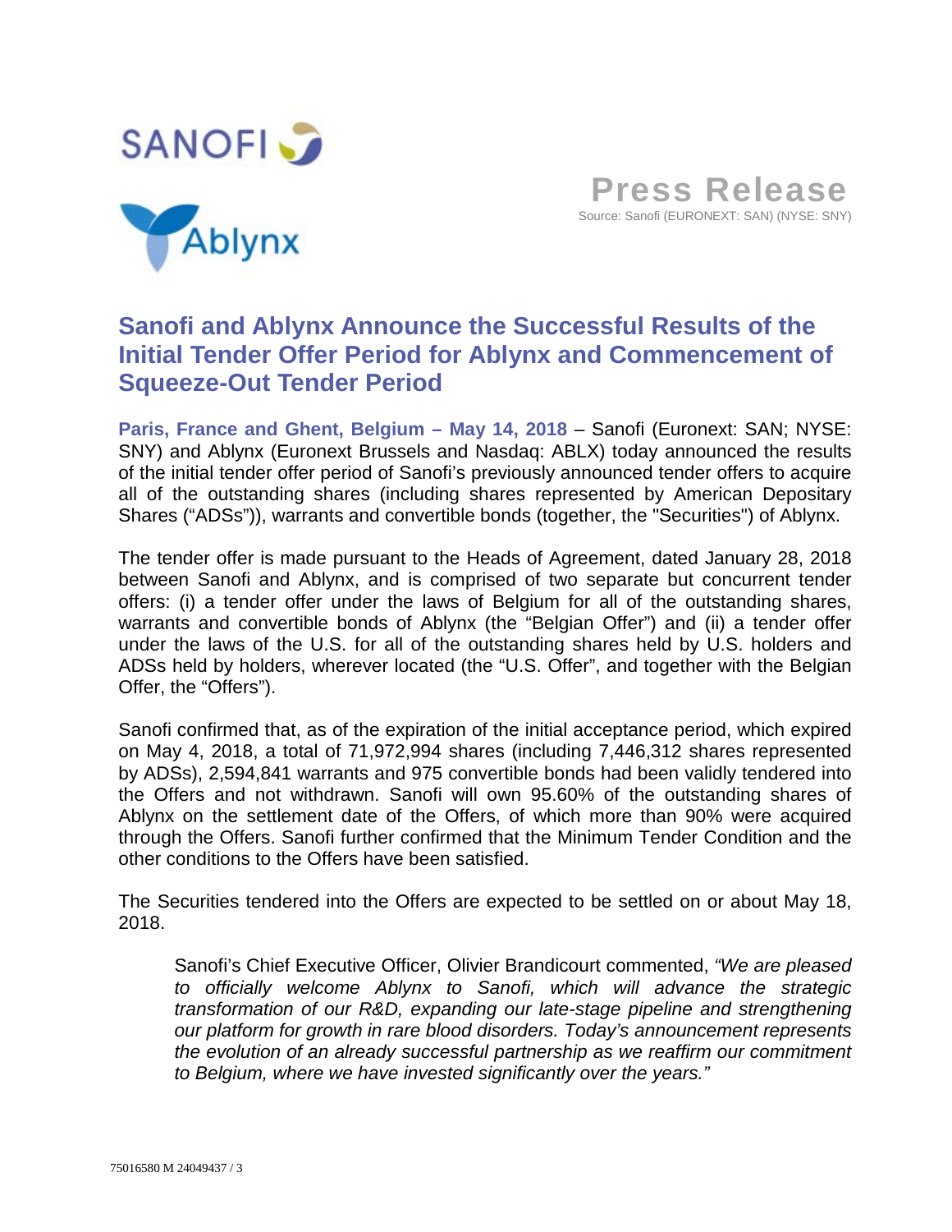SANOFI

Ablynx

**Press Release**

Source: Sanofi (EURONEXT: SAN) (NYSE: SNY)

# Sanofi and Ablynx Announce the Successful Results of the Initial Tender Offer Period for Ablynx and Commencement of Squeeze-Out Tender Period

**Paris, France and Ghent, Belgium – May 14, 2018** – Sanofi (Euronext: SAN; NYSE: SNY) and Ablynx (Euronext Brussels and Nasdaq: ABLX) today announced the results of the initial tender offer period of Sanofi's previously announced tender offers to acquire all of the outstanding shares (including shares represented by American Depositary Shares ("ADSs")), warrants and convertible bonds (together, the "Securities") of Ablynx.

The tender offer is made pursuant to the Heads of Agreement, dated January 28, 2018 between Sanofi and Ablynx, and is comprised of two separate but concurrent tender offers: (i) a tender offer under the laws of Belgium for all of the outstanding shares, warrants and convertible bonds of Ablynx (the "Belgian Offer") and (ii) a tender offer under the laws of the U.S. for all of the outstanding shares held by U.S. holders and ADSs held by holders, wherever located (the "U.S. Offer", and together with the Belgian Offer, the "Offers").

Sanofi confirmed that, as of the expiration of the initial acceptance period, which expired on May 4, 2018, a total of 71,972,994 shares (including 7,446,312 shares represented by ADSs), 2,594,841 warrants and 975 convertible bonds had been validly tendered into the Offers and not withdrawn. Sanofi will own 95.60% of the outstanding shares of Ablynx on the settlement date of the Offers, of which more than 90% were acquired through the Offers. Sanofi further confirmed that the Minimum Tender Condition and the other conditions to the Offers have been satisfied.

The Securities tendered into the Offers are expected to be settled on or about May 18, 2018.

> Sanofi's Chief Executive Officer, Olivier Brandicourt commented, *"We are pleased to officially welcome Ablynx to Sanofi, which will advance the strategic transformation of our R&D, expanding our late-stage pipeline and strengthening our platform for growth in rare blood disorders. Today's announcement represents the evolution of an already successful partnership as we reaffirm our commitment to Belgium, where we have invested significantly over the years."*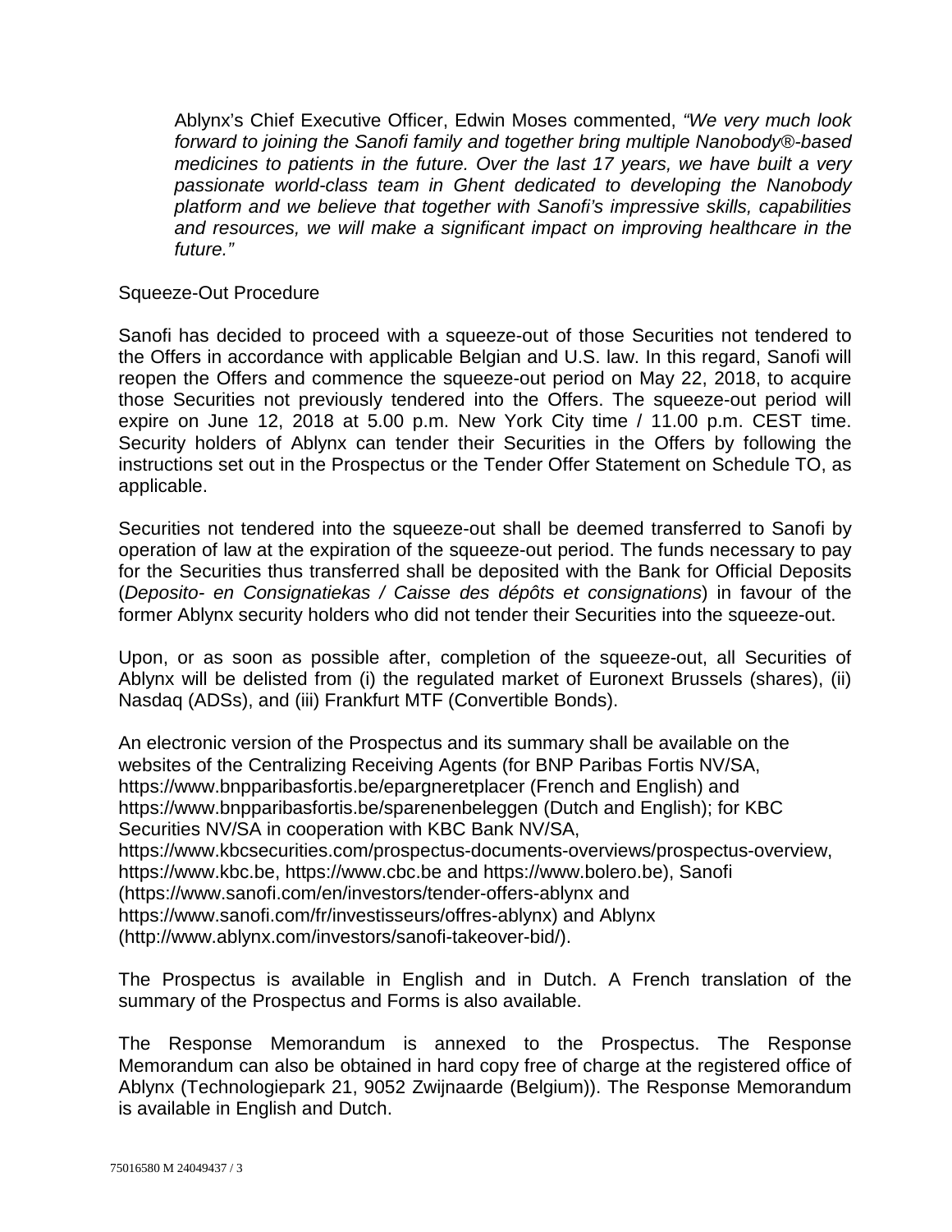Ablynx's Chief Executive Officer, Edwin Moses commented, *"We very much look forward to joining the Sanofi family and together bring multiple Nanobody®-based medicines to patients in the future. Over the last 17 years, we have built a very passionate world-class team in Ghent dedicated to developing the Nanobody platform and we believe that together with Sanofi's impressive skills, capabilities and resources, we will make a significant impact on improving healthcare in the future."*

Squeeze-Out Procedure

Sanofi has decided to proceed with a squeeze-out of those Securities not tendered to the Offers in accordance with applicable Belgian and U.S. law. In this regard, Sanofi will reopen the Offers and commence the squeeze-out period on May 22, 2018, to acquire those Securities not previously tendered into the Offers. The squeeze-out period will expire on June 12, 2018 at 5.00 p.m. New York City time / 11.00 p.m. CEST time. Security holders of Ablynx can tender their Securities in the Offers by following the instructions set out in the Prospectus or the Tender Offer Statement on Schedule TO, as applicable.

Securities not tendered into the squeeze-out shall be deemed transferred to Sanofi by operation of law at the expiration of the squeeze-out period. The funds necessary to pay for the Securities thus transferred shall be deposited with the Bank for Official Deposits (*Deposito- en Consignatiekas / Caisse des dépôts et consignations*) in favour of the former Ablynx security holders who did not tender their Securities into the squeeze-out.

Upon, or as soon as possible after, completion of the squeeze-out, all Securities of Ablynx will be delisted from (i) the regulated market of Euronext Brussels (shares), (ii) Nasdaq (ADSs), and (iii) Frankfurt MTF (Convertible Bonds).

An electronic version of the Prospectus and its summary shall be available on the websites of the Centralizing Receiving Agents (for BNP Paribas Fortis NV/SA, https://www.bnpparibasfortis.be/epargneretplacer (French and English) and https://www.bnpparibasfortis.be/sparenenbeleggen (Dutch and English); for KBC Securities NV/SA in cooperation with KBC Bank NV/SA, https://www.kbcsecurities.com/prospectus-documents-overviews/prospectus-overview, https://www.kbc.be, https://www.cbc.be and https://www.bolero.be), Sanofi (https://www.sanofi.com/en/investors/tender-offers-ablynx and https://www.sanofi.com/fr/investisseurs/offres-ablynx) and Ablynx (http://www.ablynx.com/investors/sanofi-takeover-bid/).

The Prospectus is available in English and in Dutch. A French translation of the summary of the Prospectus and Forms is also available.

The Response Memorandum is annexed to the Prospectus. The Response Memorandum can also be obtained in hard copy free of charge at the registered office of Ablynx (Technologiepark 21, 9052 Zwijnaarde (Belgium)). The Response Memorandum is available in English and Dutch.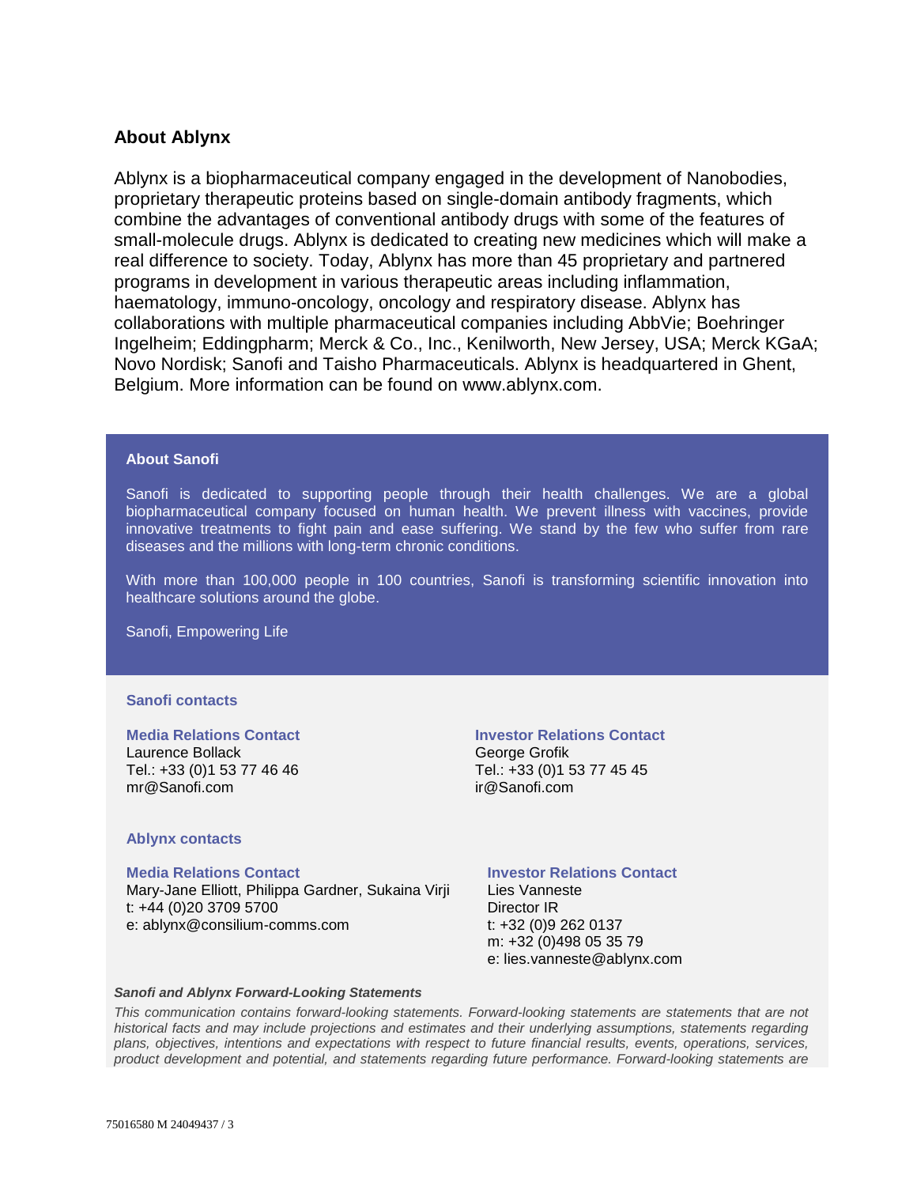## About Ablynx

Ablynx is a biopharmaceutical company engaged in the development of Nanobodies, proprietary therapeutic proteins based on single-domain antibody fragments, which combine the advantages of conventional antibody drugs with some of the features of small-molecule drugs. Ablynx is dedicated to creating new medicines which will make a real difference to society. Today, Ablynx has more than 45 proprietary and partnered programs in development in various therapeutic areas including inflammation, haematology, immuno-oncology, oncology and respiratory disease. Ablynx has collaborations with multiple pharmaceutical companies including AbbVie; Boehringer Ingelheim; Eddingpharm; Merck & Co., Inc., Kenilworth, New Jersey, USA; Merck KGaA; Novo Nordisk; Sanofi and Taisho Pharmaceuticals. Ablynx is headquartered in Ghent, Belgium. More information can be found on www.ablynx.com.

### About Sanofi

Sanofi is dedicated to supporting people through their health challenges. We are a global biopharmaceutical company focused on human health. We prevent illness with vaccines, provide innovative treatments to fight pain and ease suffering. We stand by the few who suffer from rare diseases and the millions with long-term chronic conditions.

With more than 100,000 people in 100 countries, Sanofi is transforming scientific innovation into healthcare solutions around the globe.

Sanofi, Empowering Life

### Sanofi contacts

**Media Relations Contact**
Laurence Bollack
Tel.: +33 (0)1 53 77 46 46
mr@Sanofi.com

**Investor Relations Contact**
George Grofik
Tel.: +33 (0)1 53 77 45 45
ir@Sanofi.com

### Ablynx contacts

**Media Relations Contact**
Mary-Jane Elliott, Philippa Gardner, Sukaina Virji
t: +44 (0)20 3709 5700
e: ablynx@consilium-comms.com

**Investor Relations Contact**
Lies Vanneste
Director IR
t: +32 (0)9 262 0137
m: +32 (0)498 05 35 79
e: lies.vanneste@ablynx.com

***Sanofi and Ablynx Forward-Looking Statements***

*This communication contains forward-looking statements. Forward-looking statements are statements that are not historical facts and may include projections and estimates and their underlying assumptions, statements regarding plans, objectives, intentions and expectations with respect to future financial results, events, operations, services, product development and potential, and statements regarding future performance. Forward-looking statements are*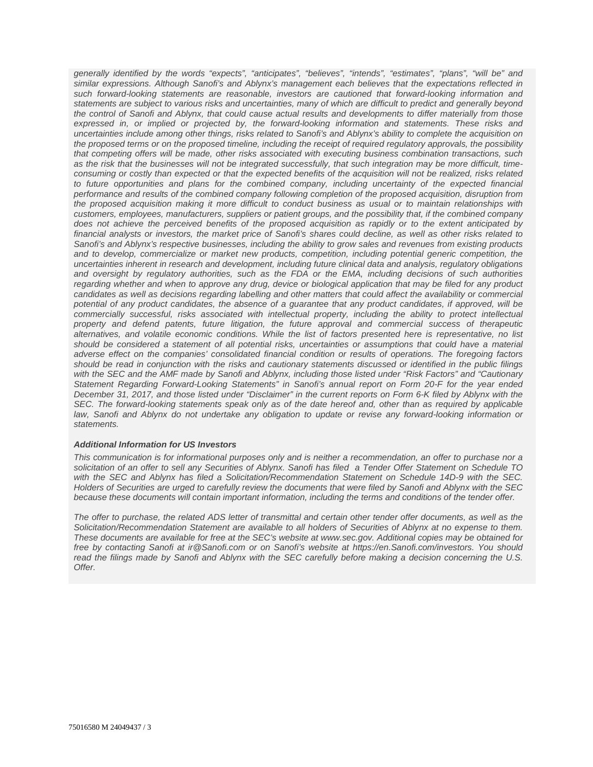*generally identified by the words "expects", "anticipates", "believes", "intends", "estimates", "plans", "will be" and similar expressions. Although Sanofi's and Ablynx's management each believes that the expectations reflected in such forward-looking statements are reasonable, investors are cautioned that forward-looking information and statements are subject to various risks and uncertainties, many of which are difficult to predict and generally beyond the control of Sanofi and Ablynx, that could cause actual results and developments to differ materially from those expressed in, or implied or projected by, the forward-looking information and statements. These risks and uncertainties include among other things, risks related to Sanofi's and Ablynx's ability to complete the acquisition on the proposed terms or on the proposed timeline, including the receipt of required regulatory approvals, the possibility that competing offers will be made, other risks associated with executing business combination transactions, such as the risk that the businesses will not be integrated successfully, that such integration may be more difficult, time-consuming or costly than expected or that the expected benefits of the acquisition will not be realized, risks related to future opportunities and plans for the combined company, including uncertainty of the expected financial performance and results of the combined company following completion of the proposed acquisition, disruption from the proposed acquisition making it more difficult to conduct business as usual or to maintain relationships with customers, employees, manufacturers, suppliers or patient groups, and the possibility that, if the combined company does not achieve the perceived benefits of the proposed acquisition as rapidly or to the extent anticipated by financial analysts or investors, the market price of Sanofi's shares could decline, as well as other risks related to Sanofi's and Ablynx's respective businesses, including the ability to grow sales and revenues from existing products and to develop, commercialize or market new products, competition, including potential generic competition, the uncertainties inherent in research and development, including future clinical data and analysis, regulatory obligations and oversight by regulatory authorities, such as the FDA or the EMA, including decisions of such authorities regarding whether and when to approve any drug, device or biological application that may be filed for any product candidates as well as decisions regarding labelling and other matters that could affect the availability or commercial potential of any product candidates, the absence of a guarantee that any product candidates, if approved, will be commercially successful, risks associated with intellectual property, including the ability to protect intellectual property and defend patents, future litigation, the future approval and commercial success of therapeutic alternatives, and volatile economic conditions. While the list of factors presented here is representative, no list should be considered a statement of all potential risks, uncertainties or assumptions that could have a material adverse effect on the companies' consolidated financial condition or results of operations. The foregoing factors should be read in conjunction with the risks and cautionary statements discussed or identified in the public filings with the SEC and the AMF made by Sanofi and Ablynx, including those listed under "Risk Factors" and "Cautionary Statement Regarding Forward-Looking Statements" in Sanofi's annual report on Form 20-F for the year ended December 31, 2017, and those listed under "Disclaimer" in the current reports on Form 6-K filed by Ablynx with the SEC. The forward-looking statements speak only as of the date hereof and, other than as required by applicable law, Sanofi and Ablynx do not undertake any obligation to update or revise any forward-looking information or statements.*

***Additional Information for US Investors***

*This communication is for informational purposes only and is neither a recommendation, an offer to purchase nor a solicitation of an offer to sell any Securities of Ablynx. Sanofi has filed a Tender Offer Statement on Schedule TO with the SEC and Ablynx has filed a Solicitation/Recommendation Statement on Schedule 14D-9 with the SEC. Holders of Securities are urged to carefully review the documents that were filed by Sanofi and Ablynx with the SEC because these documents will contain important information, including the terms and conditions of the tender offer.*

*The offer to purchase, the related ADS letter of transmittal and certain other tender offer documents, as well as the Solicitation/Recommendation Statement are available to all holders of Securities of Ablynx at no expense to them. These documents are available for free at the SEC's website at www.sec.gov. Additional copies may be obtained for free by contacting Sanofi at ir@Sanofi.com or on Sanofi's website at https://en.Sanofi.com/investors. You should read the filings made by Sanofi and Ablynx with the SEC carefully before making a decision concerning the U.S. Offer.*